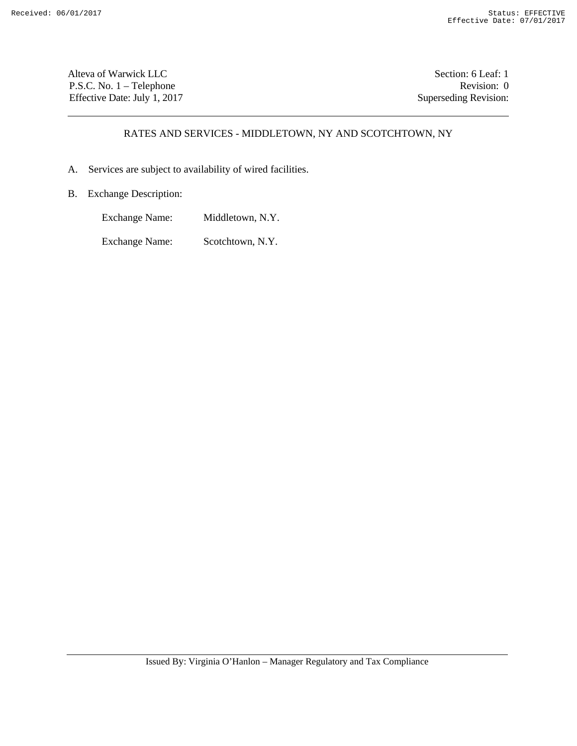Alteva of Warwick LLC
P.S.C. No. 1 – Telephone
Effective Date: July 1, 2017

Section: 6 Leaf: 1
Revision: 0
Superseding Revision:

## RATES AND SERVICES - MIDDLETOWN, NY AND SCOTCHTOWN, NY

A. Services are subject to availability of wired facilities.

B. Exchange Description:

Exchange Name: Middletown, N.Y.

Exchange Name: Scotchtown, N.Y.

Issued By: Virginia O'Hanlon – Manager Regulatory and Tax Compliance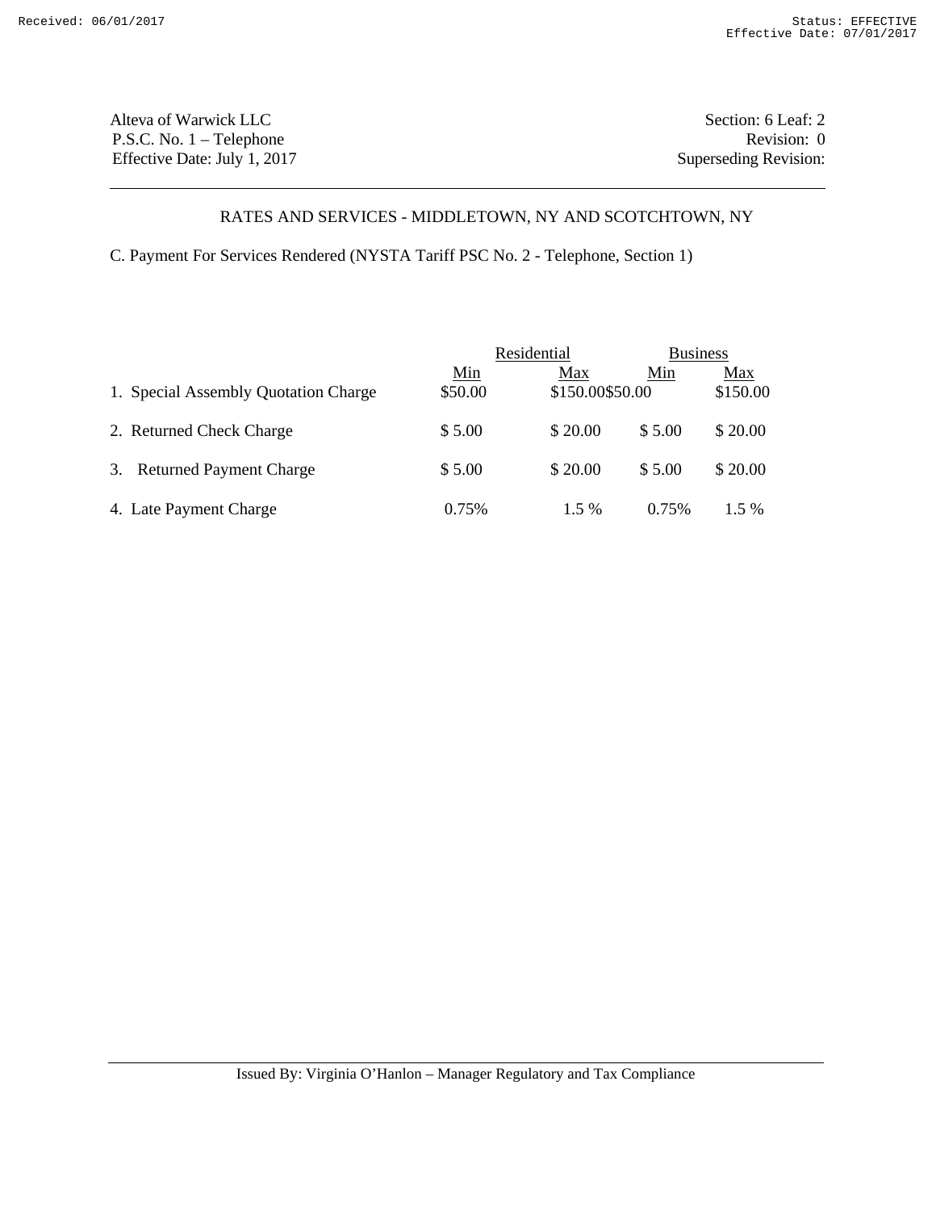Alteva of Warwick LLC
P.S.C. No. 1 – Telephone
Effective Date: July 1, 2017

Section: 6 Leaf: 2
Revision: 0
Superseding Revision:

## RATES AND SERVICES - MIDDLETOWN, NY AND SCOTCHTOWN, NY

C. Payment For Services Rendered (NYSTA Tariff PSC No. 2 - Telephone, Section 1)

| | Residential | | Business | |
|---|---|---|---|---|
| | Min | Max | Min | Max |
| 1. Special Assembly Quotation Charge | $50.00 | $150.00 | $50.00 | $150.00 |
| 2. Returned Check Charge | $ 5.00 | $ 20.00 | $ 5.00 | $ 20.00 |
| 3. Returned Payment Charge | $ 5.00 | $ 20.00 | $ 5.00 | $ 20.00 |
| 4. Late Payment Charge | 0.75% | 1.5 % | 0.75% | 1.5 % |

Issued By: Virginia O'Hanlon – Manager Regulatory and Tax Compliance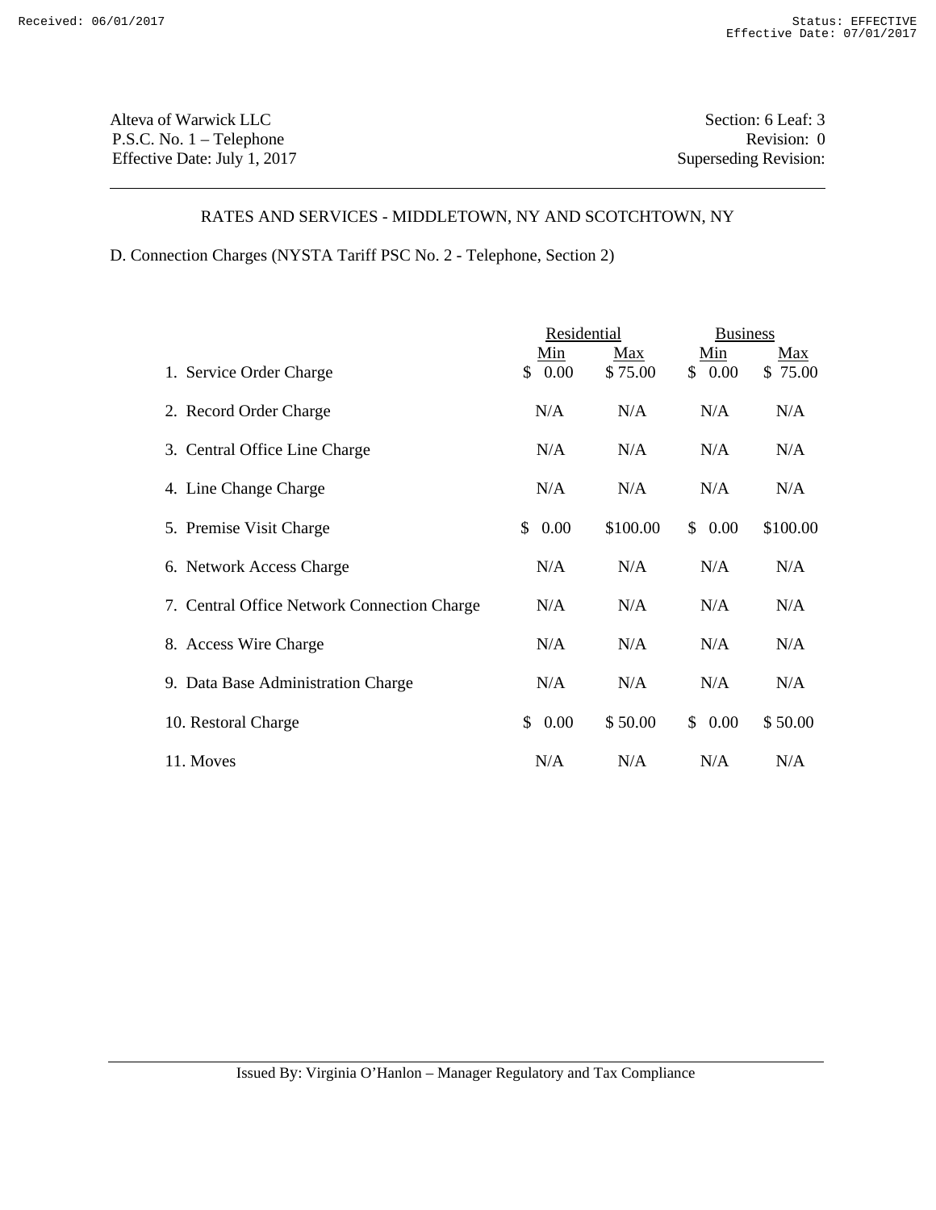Alteva of Warwick LLC
P.S.C. No. 1 – Telephone
Effective Date: July 1, 2017

Section: 6 Leaf: 3
Revision: 0
Superseding Revision:

## RATES AND SERVICES - MIDDLETOWN, NY AND SCOTCHTOWN, NY

D. Connection Charges (NYSTA Tariff PSC No. 2 - Telephone, Section 2)

| | Residential | | Business | |
|---|---|---|---|---|
| | Min | Max | Min | Max |
| 1. Service Order Charge | $ 0.00 | $ 75.00 | $ 0.00 | $ 75.00 |
| 2. Record Order Charge | N/A | N/A | N/A | N/A |
| 3. Central Office Line Charge | N/A | N/A | N/A | N/A |
| 4. Line Change Charge | N/A | N/A | N/A | N/A |
| 5. Premise Visit Charge | $ 0.00 | $100.00 | $ 0.00 | $100.00 |
| 6. Network Access Charge | N/A | N/A | N/A | N/A |
| 7. Central Office Network Connection Charge | N/A | N/A | N/A | N/A |
| 8. Access Wire Charge | N/A | N/A | N/A | N/A |
| 9. Data Base Administration Charge | N/A | N/A | N/A | N/A |
| 10. Restoral Charge | $ 0.00 | $ 50.00 | $ 0.00 | $ 50.00 |
| 11. Moves | N/A | N/A | N/A | N/A |

Issued By: Virginia O'Hanlon – Manager Regulatory and Tax Compliance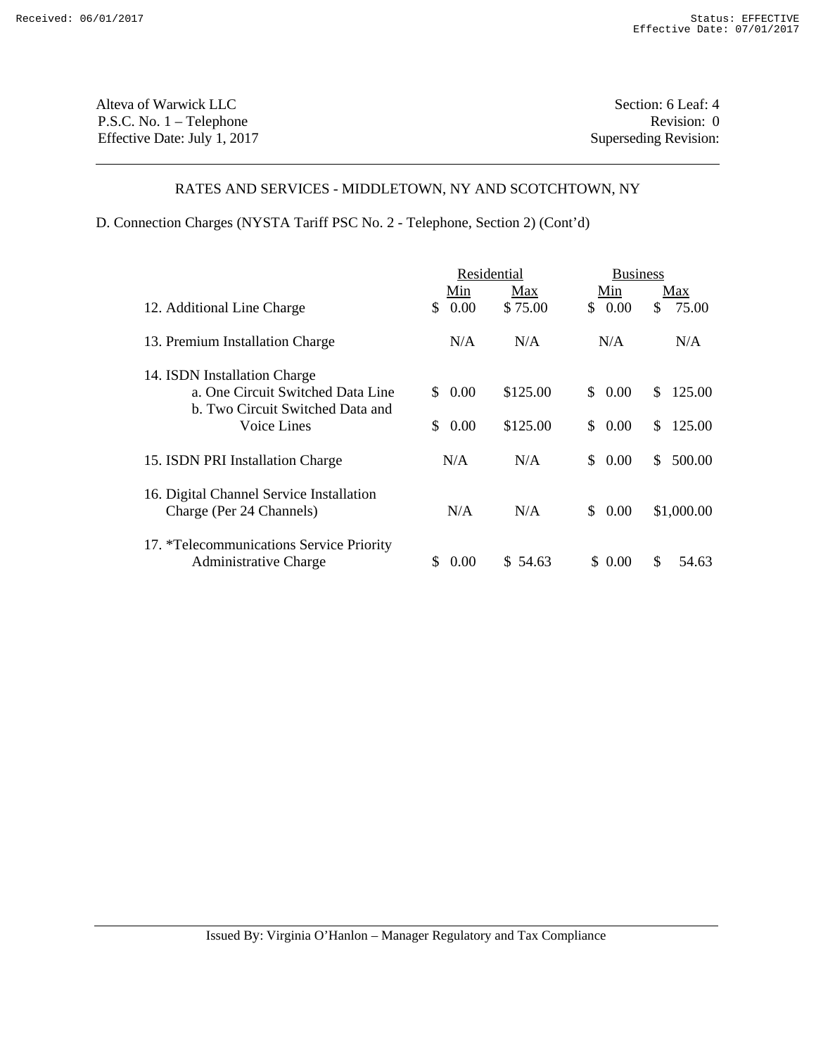Alteva of Warwick LLC
P.S.C. No. 1 – Telephone
Effective Date: July 1, 2017

Section: 6 Leaf: 4
Revision: 0
Superseding Revision:

## RATES AND SERVICES - MIDDLETOWN, NY AND SCOTCHTOWN, NY

D. Connection Charges (NYSTA Tariff PSC No. 2 - Telephone, Section 2) (Cont'd)

| | Residential | | Business | |
|---|---|---|---|---|
| | Min | Max | Min | Max |
| 12. Additional Line Charge | $ 0.00 | $ 75.00 | $ 0.00 | $ 75.00 |
| 13. Premium Installation Charge | N/A | N/A | N/A | N/A |
| 14. ISDN Installation Charge | | | | |
| a. One Circuit Switched Data Line | $ 0.00 | $125.00 | $ 0.00 | $ 125.00 |
| b. Two Circuit Switched Data and Voice Lines | $ 0.00 | $125.00 | $ 0.00 | $ 125.00 |
| 15. ISDN PRI Installation Charge | N/A | N/A | $ 0.00 | $ 500.00 |
| 16. Digital Channel Service Installation Charge (Per 24 Channels) | N/A | N/A | $ 0.00 | $1,000.00 |
| 17. *Telecommunications Service Priority Administrative Charge | $ 0.00 | $ 54.63 | $ 0.00 | $ 54.63 |

Issued By: Virginia O'Hanlon – Manager Regulatory and Tax Compliance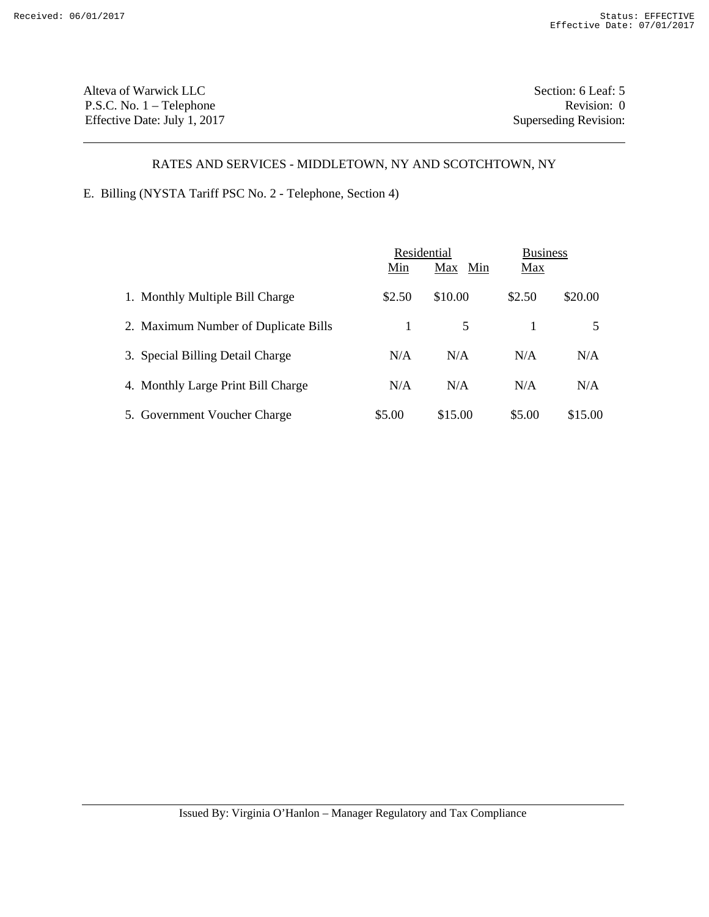Alteva of Warwick LLC
P.S.C. No. 1 – Telephone
Effective Date: July 1, 2017

Section: 6 Leaf: 5
Revision: 0
Superseding Revision:

## RATES AND SERVICES - MIDDLETOWN, NY AND SCOTCHTOWN, NY

E. Billing (NYSTA Tariff PSC No. 2 - Telephone, Section 4)

| | Residential | | Business | |
|---|---|---|---|---|
| | Min | Max | Min | Max |
| 1. Monthly Multiple Bill Charge | $2.50 | $10.00 | $2.50 | $20.00 |
| 2. Maximum Number of Duplicate Bills | 1 | 5 | 1 | 5 |
| 3. Special Billing Detail Charge | N/A | N/A | N/A | N/A |
| 4. Monthly Large Print Bill Charge | N/A | N/A | N/A | N/A |
| 5. Government Voucher Charge | $5.00 | $15.00 | $5.00 | $15.00 |

Issued By: Virginia O'Hanlon – Manager Regulatory and Tax Compliance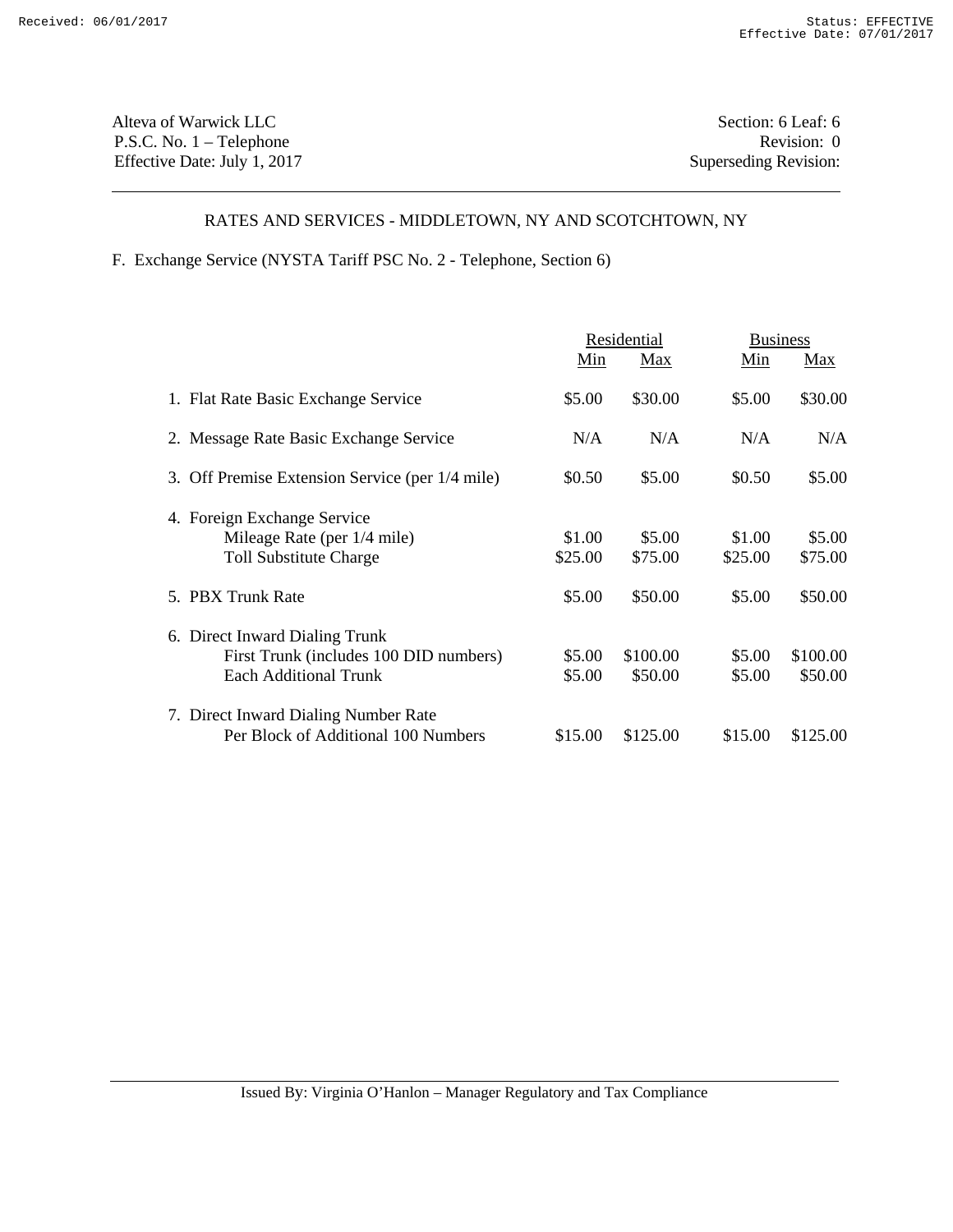Alteva of Warwick LLC
P.S.C. No. 1 – Telephone
Effective Date: July 1, 2017

Section: 6 Leaf: 6
Revision: 0
Superseding Revision:

## RATES AND SERVICES - MIDDLETOWN, NY AND SCOTCHTOWN, NY

F. Exchange Service (NYSTA Tariff PSC No. 2 - Telephone, Section 6)

| | Residential | | Business | |
|---|---|---|---|---|
| | Min | Max | Min | Max |
| 1. Flat Rate Basic Exchange Service | $5.00 | $30.00 | $5.00 | $30.00 |
| 2. Message Rate Basic Exchange Service | N/A | N/A | N/A | N/A |
| 3. Off Premise Extension Service (per 1/4 mile) | $0.50 | $5.00 | $0.50 | $5.00 |
| 4. Foreign Exchange Service | | | | |
| Mileage Rate (per 1/4 mile) | $1.00 | $5.00 | $1.00 | $5.00 |
| Toll Substitute Charge | $25.00 | $75.00 | $25.00 | $75.00 |
| 5. PBX Trunk Rate | $5.00 | $50.00 | $5.00 | $50.00 |
| 6. Direct Inward Dialing Trunk | | | | |
| First Trunk (includes 100 DID numbers) | $5.00 | $100.00 | $5.00 | $100.00 |
| Each Additional Trunk | $5.00 | $50.00 | $5.00 | $50.00 |
| 7. Direct Inward Dialing Number Rate | | | | |
| Per Block of Additional 100 Numbers | $15.00 | $125.00 | $15.00 | $125.00 |

Issued By: Virginia O'Hanlon – Manager Regulatory and Tax Compliance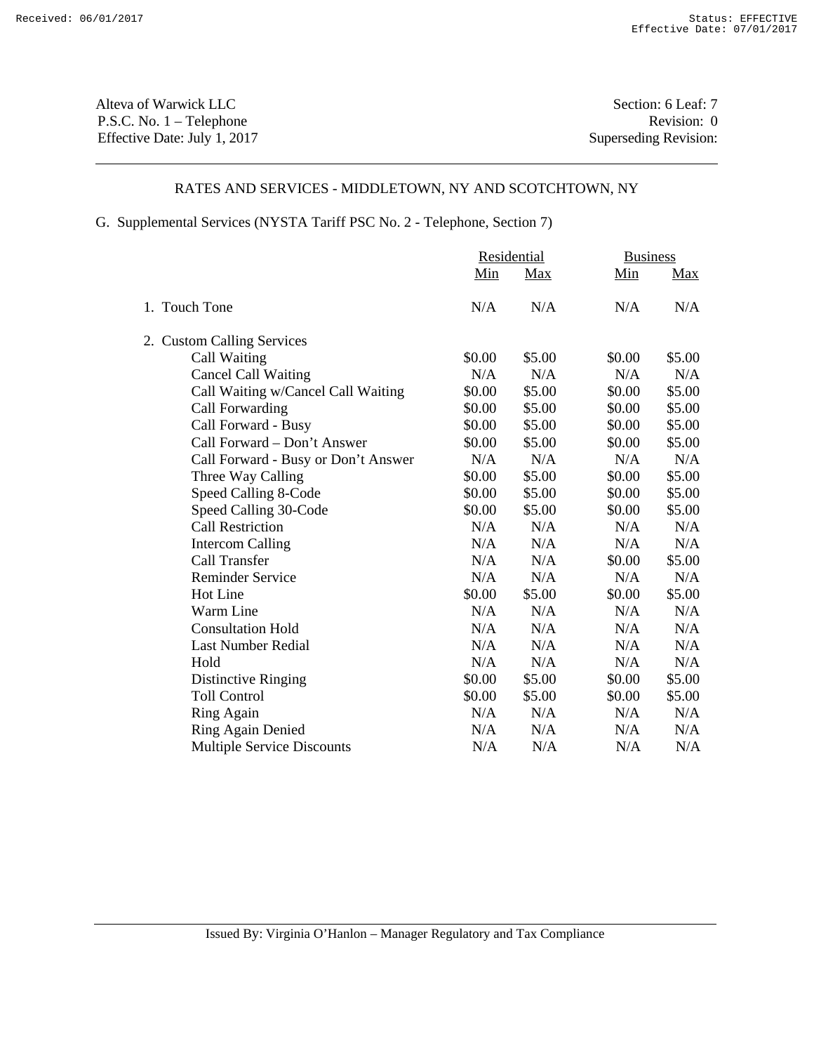Alteva of Warwick LLC
P.S.C. No. 1 – Telephone
Effective Date: July 1, 2017

Section: 6 Leaf: 7
Revision: 0
Superseding Revision:

## RATES AND SERVICES - MIDDLETOWN, NY AND SCOTCHTOWN, NY

G. Supplemental Services (NYSTA Tariff PSC No. 2 - Telephone, Section 7)

| | Residential | | Business | |
|---|---|---|---|---|
| | Min | Max | Min | Max |
| 1. Touch Tone | N/A | N/A | N/A | N/A |
| 2. Custom Calling Services | | | | |
| Call Waiting | $0.00 | $5.00 | $0.00 | $5.00 |
| Cancel Call Waiting | N/A | N/A | N/A | N/A |
| Call Waiting w/Cancel Call Waiting | $0.00 | $5.00 | $0.00 | $5.00 |
| Call Forwarding | $0.00 | $5.00 | $0.00 | $5.00 |
| Call Forward - Busy | $0.00 | $5.00 | $0.00 | $5.00 |
| Call Forward – Don't Answer | $0.00 | $5.00 | $0.00 | $5.00 |
| Call Forward - Busy or Don't Answer | N/A | N/A | N/A | N/A |
| Three Way Calling | $0.00 | $5.00 | $0.00 | $5.00 |
| Speed Calling 8-Code | $0.00 | $5.00 | $0.00 | $5.00 |
| Speed Calling 30-Code | $0.00 | $5.00 | $0.00 | $5.00 |
| Call Restriction | N/A | N/A | N/A | N/A |
| Intercom Calling | N/A | N/A | N/A | N/A |
| Call Transfer | N/A | N/A | $0.00 | $5.00 |
| Reminder Service | N/A | N/A | N/A | N/A |
| Hot Line | $0.00 | $5.00 | $0.00 | $5.00 |
| Warm Line | N/A | N/A | N/A | N/A |
| Consultation Hold | N/A | N/A | N/A | N/A |
| Last Number Redial | N/A | N/A | N/A | N/A |
| Hold | N/A | N/A | N/A | N/A |
| Distinctive Ringing | $0.00 | $5.00 | $0.00 | $5.00 |
| Toll Control | $0.00 | $5.00 | $0.00 | $5.00 |
| Ring Again | N/A | N/A | N/A | N/A |
| Ring Again Denied | N/A | N/A | N/A | N/A |
| Multiple Service Discounts | N/A | N/A | N/A | N/A |

Issued By: Virginia O'Hanlon – Manager Regulatory and Tax Compliance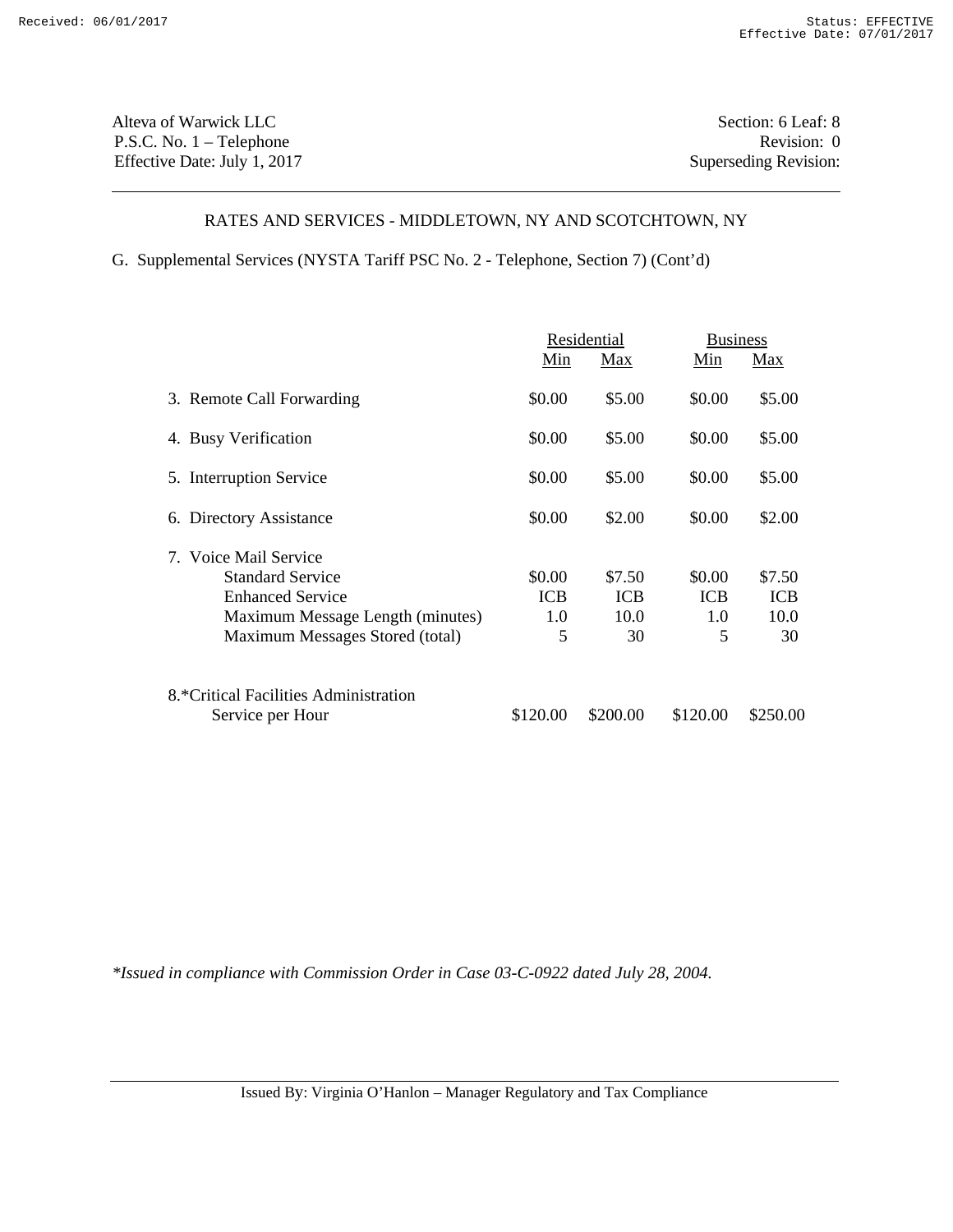Alteva of Warwick LLC
P.S.C. No. 1 – Telephone
Effective Date: July 1, 2017

Section: 6 Leaf: 8
Revision: 0
Superseding Revision:

## RATES AND SERVICES - MIDDLETOWN, NY AND SCOTCHTOWN, NY

G. Supplemental Services (NYSTA Tariff PSC No. 2 - Telephone, Section 7) (Cont'd)

| | Residential | | Business | |
|---|---|---|---|---|
| | Min | Max | Min | Max |
| 3. Remote Call Forwarding | $0.00 | $5.00 | $0.00 | $5.00 |
| 4. Busy Verification | $0.00 | $5.00 | $0.00 | $5.00 |
| 5. Interruption Service | $0.00 | $5.00 | $0.00 | $5.00 |
| 6. Directory Assistance | $0.00 | $2.00 | $0.00 | $2.00 |
| 7. Voice Mail Service | | | | |
| Standard Service | $0.00 | $7.50 | $0.00 | $7.50 |
| Enhanced Service | ICB | ICB | ICB | ICB |
| Maximum Message Length (minutes) | 1.0 | 10.0 | 1.0 | 10.0 |
| Maximum Messages Stored (total) | 5 | 30 | 5 | 30 |
| 8.*Critical Facilities Administration Service per Hour | $120.00 | $200.00 | $120.00 | $250.00 |

*Issued in compliance with Commission Order in Case 03-C-0922 dated July 28, 2004.*

Issued By: Virginia O'Hanlon – Manager Regulatory and Tax Compliance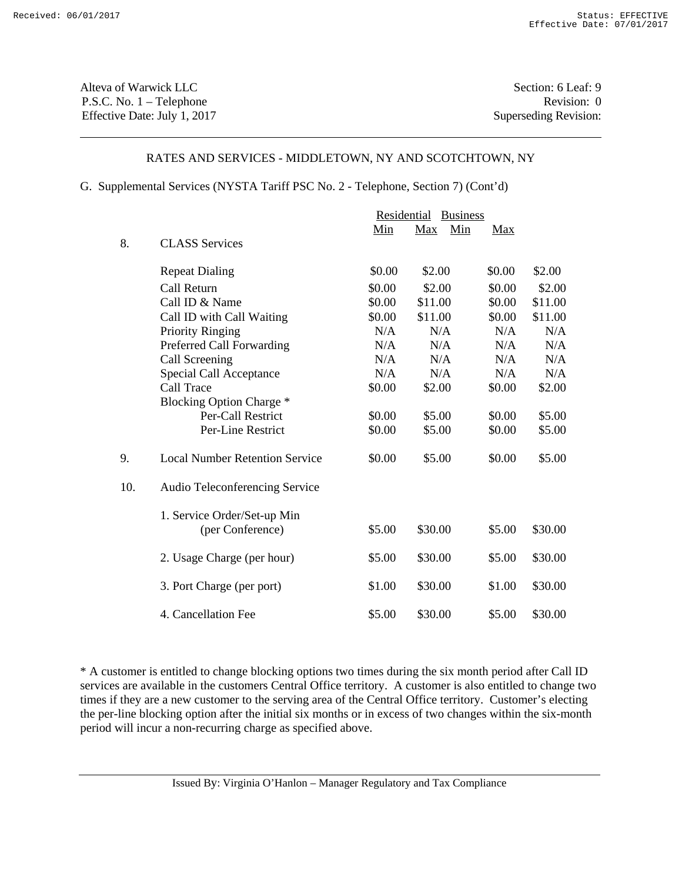Alteva of Warwick LLC
P.S.C. No. 1 – Telephone
Effective Date: July 1, 2017

Section: 6 Leaf: 9
Revision: 0
Superseding Revision:

## RATES AND SERVICES - MIDDLETOWN, NY AND SCOTCHTOWN, NY

G. Supplemental Services (NYSTA Tariff PSC No. 2 - Telephone, Section 7) (Cont'd)

| | | Residential | | Business | |
|---|---|---|---|---|---|
| | | Min | Max | Min | Max |
| 8. | CLASS Services | | | | |
| | Repeat Dialing | $0.00 | $2.00 | $0.00 | $2.00 |
| | Call Return | $0.00 | $2.00 | $0.00 | $2.00 |
| | Call ID & Name | $0.00 | $11.00 | $0.00 | $11.00 |
| | Call ID with Call Waiting | $0.00 | $11.00 | $0.00 | $11.00 |
| | Priority Ringing | N/A | N/A | N/A | N/A |
| | Preferred Call Forwarding | N/A | N/A | N/A | N/A |
| | Call Screening | N/A | N/A | N/A | N/A |
| | Special Call Acceptance | N/A | N/A | N/A | N/A |
| | Call Trace | $0.00 | $2.00 | $0.00 | $2.00 |
| | Blocking Option Charge * | | | | |
| | Per-Call Restrict | $0.00 | $5.00 | $0.00 | $5.00 |
| | Per-Line Restrict | $0.00 | $5.00 | $0.00 | $5.00 |
| 9. | Local Number Retention Service | $0.00 | $5.00 | $0.00 | $5.00 |
| 10. | Audio Teleconferencing Service | | | | |
| | 1. Service Order/Set-up Min (per Conference) | $5.00 | $30.00 | $5.00 | $30.00 |
| | 2. Usage Charge (per hour) | $5.00 | $30.00 | $5.00 | $30.00 |
| | 3. Port Charge (per port) | $1.00 | $30.00 | $1.00 | $30.00 |
| | 4. Cancellation Fee | $5.00 | $30.00 | $5.00 | $30.00 |

* A customer is entitled to change blocking options two times during the six month period after Call ID services are available in the customers Central Office territory. A customer is also entitled to change two times if they are a new customer to the serving area of the Central Office territory. Customer's electing the per-line blocking option after the initial six months or in excess of two changes within the six-month period will incur a non-recurring charge as specified above.

Issued By: Virginia O'Hanlon – Manager Regulatory and Tax Compliance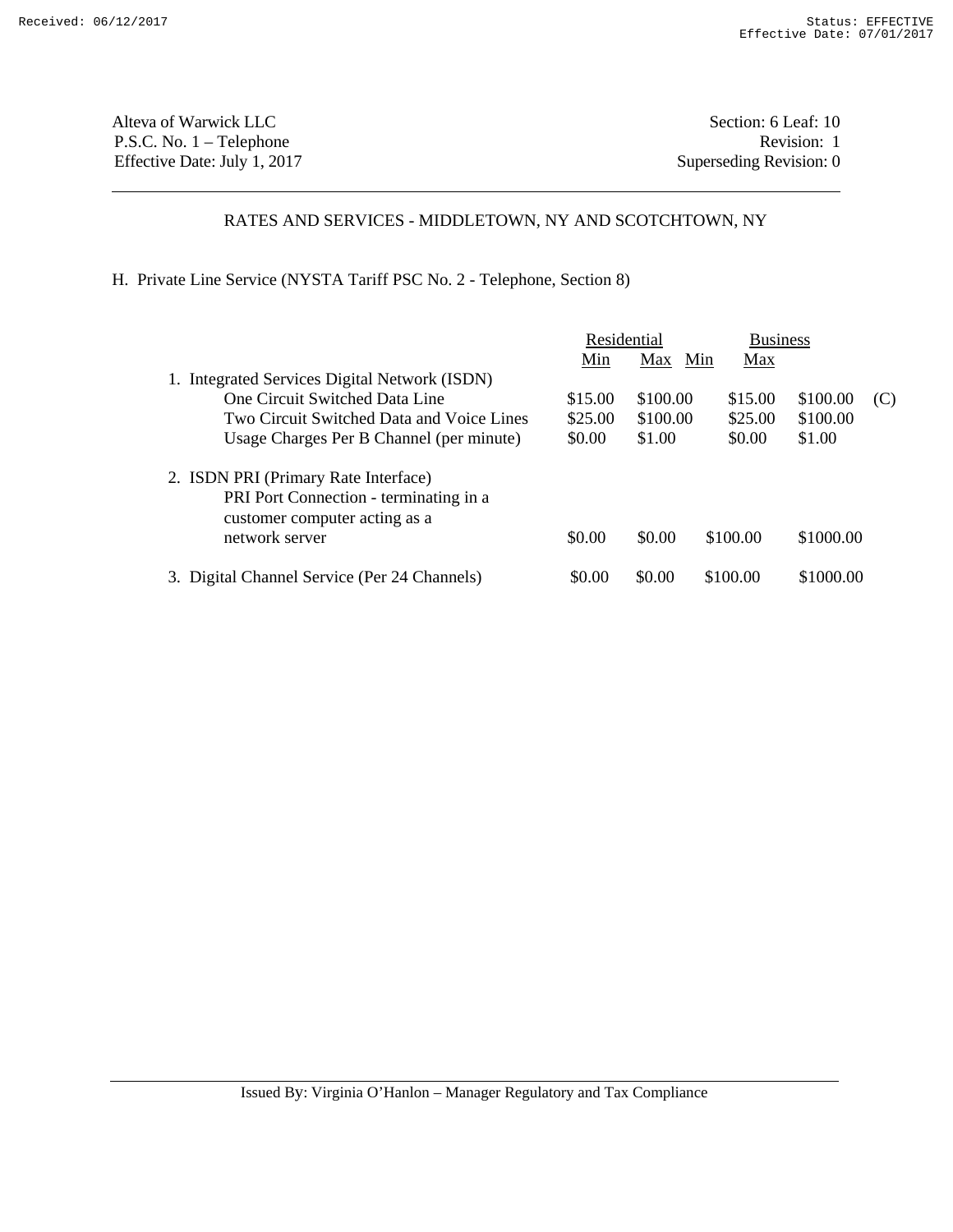Alteva of Warwick LLC
P.S.C. No. 1 – Telephone
Effective Date: July 1, 2017

Section: 6 Leaf: 10
Revision: 1
Superseding Revision: 0

## RATES AND SERVICES - MIDDLETOWN, NY AND SCOTCHTOWN, NY

H. Private Line Service (NYSTA Tariff PSC No. 2 - Telephone, Section 8)

| | Residential | | Business | | |
|---|---|---|---|---|---|
| | Min | Max | Min | Max | |
| 1. Integrated Services Digital Network (ISDN) | | | | | |
| One Circuit Switched Data Line | $15.00 | $100.00 | $15.00 | $100.00 | (C) |
| Two Circuit Switched Data and Voice Lines | $25.00 | $100.00 | $25.00 | $100.00 | |
| Usage Charges Per B Channel (per minute) | $0.00 | $1.00 | $0.00 | $1.00 | |
| 2. ISDN PRI (Primary Rate Interface) | | | | | |
| PRI Port Connection - terminating in a customer computer acting as a network server | $0.00 | $0.00 | $100.00 | $1000.00 | |
| 3. Digital Channel Service (Per 24 Channels) | $0.00 | $0.00 | $100.00 | $1000.00 | |

Issued By: Virginia O'Hanlon – Manager Regulatory and Tax Compliance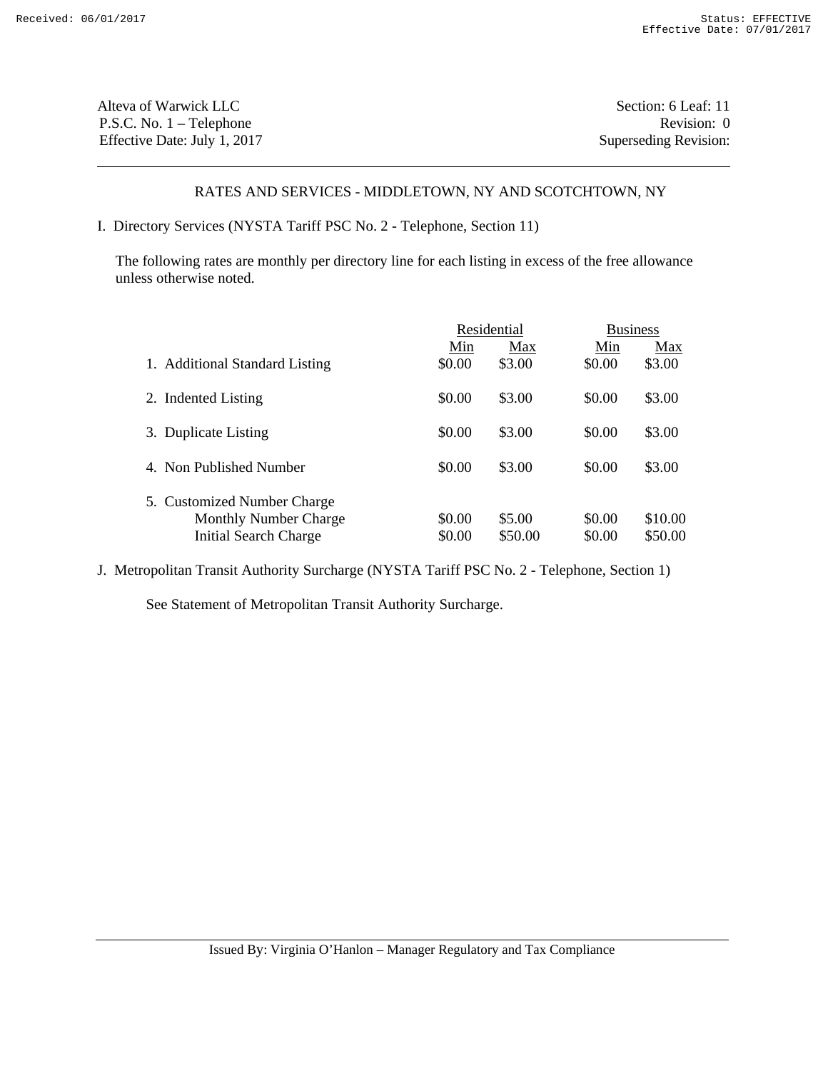Alteva of Warwick LLC
P.S.C. No. 1 – Telephone
Effective Date: July 1, 2017

Section: 6 Leaf: 11
Revision: 0
Superseding Revision:

## RATES AND SERVICES - MIDDLETOWN, NY AND SCOTCHTOWN, NY

I. Directory Services (NYSTA Tariff PSC No. 2 - Telephone, Section 11)

The following rates are monthly per directory line for each listing in excess of the free allowance unless otherwise noted.

| | Residential | | Business | |
|---|---|---|---|---|
| | Min | Max | Min | Max |
| 1. Additional Standard Listing | $0.00 | $3.00 | $0.00 | $3.00 |
| 2. Indented Listing | $0.00 | $3.00 | $0.00 | $3.00 |
| 3. Duplicate Listing | $0.00 | $3.00 | $0.00 | $3.00 |
| 4. Non Published Number | $0.00 | $3.00 | $0.00 | $3.00 |
| 5. Customized Number Charge | | | | |
| Monthly Number Charge | $0.00 | $5.00 | $0.00 | $10.00 |
| Initial Search Charge | $0.00 | $50.00 | $0.00 | $50.00 |

J. Metropolitan Transit Authority Surcharge (NYSTA Tariff PSC No. 2 - Telephone, Section 1)

See Statement of Metropolitan Transit Authority Surcharge.

Issued By: Virginia O'Hanlon – Manager Regulatory and Tax Compliance